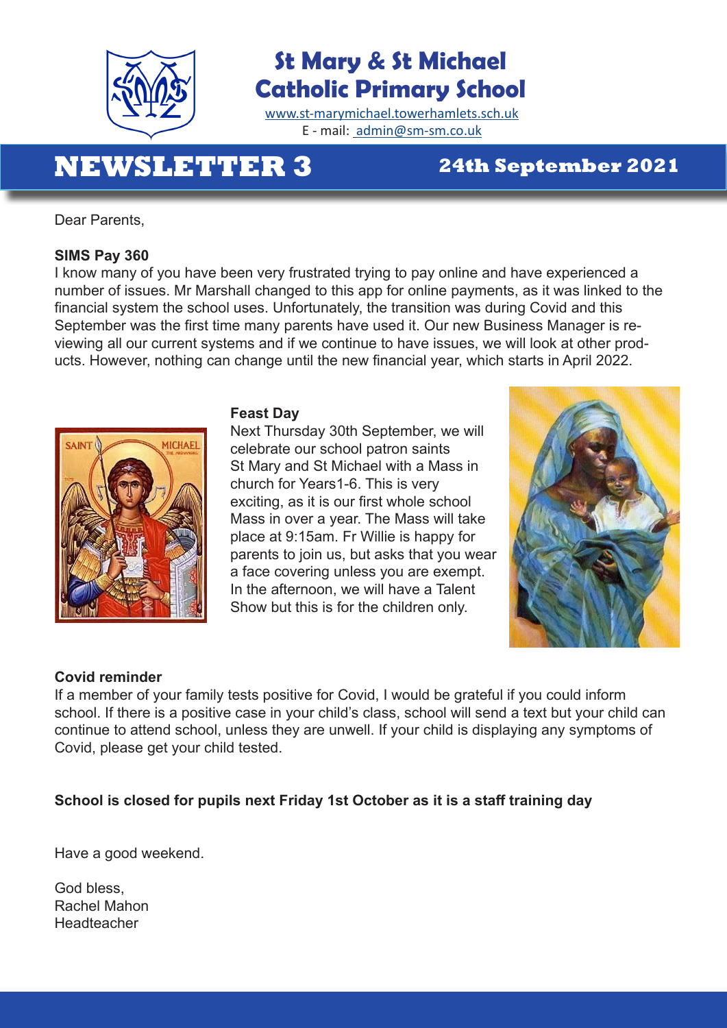# St Mary & St Michael Catholic Primary School

www.st-marymichael.towerhamlets.sch.uk
E - mail: admin@sm-sm.co.uk

## NEWSLETTER 3

**24th September 2021**

Dear Parents,

**SIMS Pay 360**
I know many of you have been very frustrated trying to pay online and have experienced a number of issues. Mr Marshall changed to this app for online payments, as it was linked to the financial system the school uses. Unfortunately, the transition was during Covid and this September was the first time many parents have used it. Our new Business Manager is reviewing all our current systems and if we continue to have issues, we will look at other products. However, nothing can change until the new financial year, which starts in April 2022.

**Feast Day**
Next Thursday 30th September, we will celebrate our school patron saints St Mary and St Michael with a Mass in church for Years1-6. This is very exciting, as it is our first whole school Mass in over a year. The Mass will take place at 9:15am. Fr Willie is happy for parents to join us, but asks that you wear a face covering unless you are exempt. In the afternoon, we will have a Talent Show but this is for the children only.

**Covid reminder**
If a member of your family tests positive for Covid, I would be grateful if you could inform school. If there is a positive case in your child's class, school will send a text but your child can continue to attend school, unless they are unwell. If your child is displaying any symptoms of Covid, please get your child tested.

**School is closed for pupils next Friday 1st October as it is a staff training day**

Have a good weekend.

God bless,
Rachel Mahon
Headteacher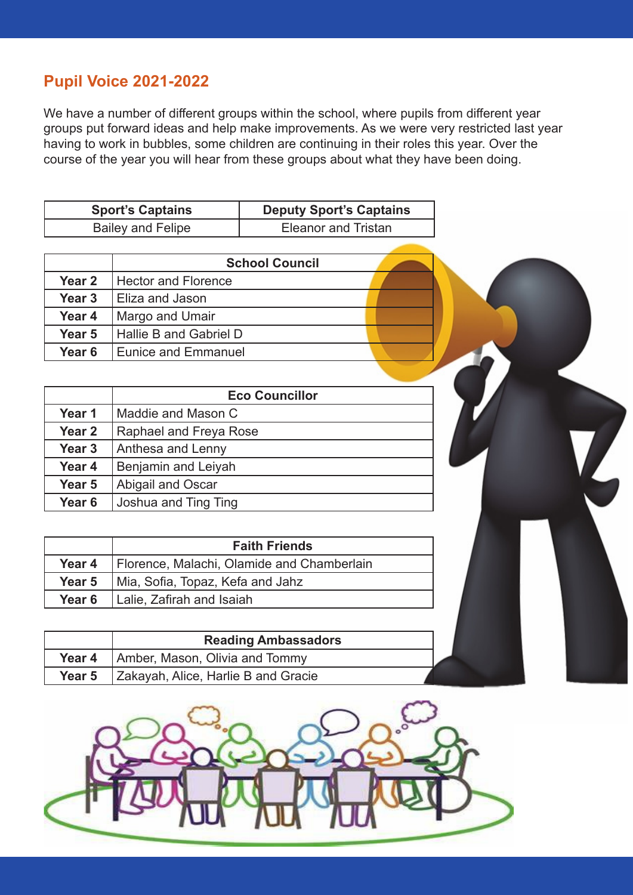## Pupil Voice 2021-2022

We have a number of different groups within the school, where pupils from different year groups put forward ideas and help make improvements. As we were very restricted last year having to work in bubbles, some children are continuing in their roles this year. Over the course of the year you will hear from these groups about what they have been doing.

| Sport's Captains | Deputy Sport's Captains |
|---|---|
| Bailey and Felipe | Eleanor and Tristan |

| | School Council |
|---|---|
| **Year 2** | Hector and Florence |
| **Year 3** | Eliza and Jason |
| **Year 4** | Margo and Umair |
| **Year 5** | Hallie B and Gabriel D |
| **Year 6** | Eunice and Emmanuel |

| | Eco Councillor |
|---|---|
| **Year 1** | Maddie and Mason C |
| **Year 2** | Raphael and Freya Rose |
| **Year 3** | Anthesa and Lenny |
| **Year 4** | Benjamin and Leiyah |
| **Year 5** | Abigail and Oscar |
| **Year 6** | Joshua and Ting Ting |

| | Faith Friends |
|---|---|
| **Year 4** | Florence, Malachi, Olamide and Chamberlain |
| **Year 5** | Mia, Sofia, Topaz, Kefa and Jahz |
| **Year 6** | Lalie, Zafirah and Isaiah |

| | Reading Ambassadors |
|---|---|
| **Year 4** | Amber, Mason, Olivia and Tommy |
| **Year 5** | Zakayah, Alice, Harlie B and Gracie |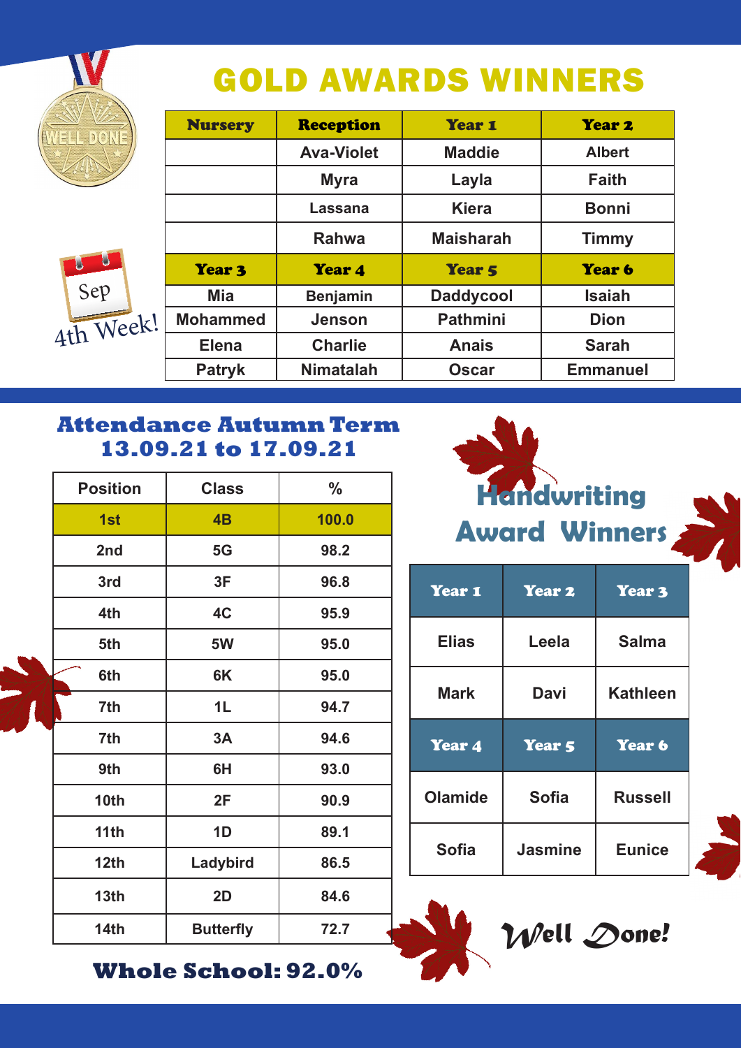# GOLD AWARDS WINNERS

Sep
4th Week!

| Nursery | Reception | Year 1 | Year 2 |
|---|---|---|---|
| | Ava-Violet | Maddie | Albert |
| | Myra | Layla | Faith |
| | Lassana | Kiera | Bonni |
| | Rahwa | Maisharah | Timmy |
| **Year 3** | **Year 4** | **Year 5** | **Year 6** |
| Mia | Benjamin | Daddycool | Isaiah |
| Mohammed | Jenson | Pathmini | Dion |
| Elena | Charlie | Anais | Sarah |
| Patryk | Nimatalah | Oscar | Emmanuel |

## Attendance Autumn Term 13.09.21 to 17.09.21

| Position | Class | % |
|---|---|---|
| 1st | 4B | 100.0 |
| 2nd | 5G | 98.2 |
| 3rd | 3F | 96.8 |
| 4th | 4C | 95.9 |
| 5th | 5W | 95.0 |
| 6th | 6K | 95.0 |
| 7th | 1L | 94.7 |
| 7th | 3A | 94.6 |
| 9th | 6H | 93.0 |
| 10th | 2F | 90.9 |
| 11th | 1D | 89.1 |
| 12th | Ladybird | 86.5 |
| 13th | 2D | 84.6 |
| 14th | Butterfly | 72.7 |

**Whole School: 92.0%**

## Handwriting Award Winners

| Year 1 | Year 2 | Year 3 |
|---|---|---|
| Elias | Leela | Salma |
| Mark | Davi | Kathleen |
| **Year 4** | **Year 5** | **Year 6** |
| Olamide | Sofia | Russell |
| Sofia | Jasmine | Eunice |

*Well Done!*